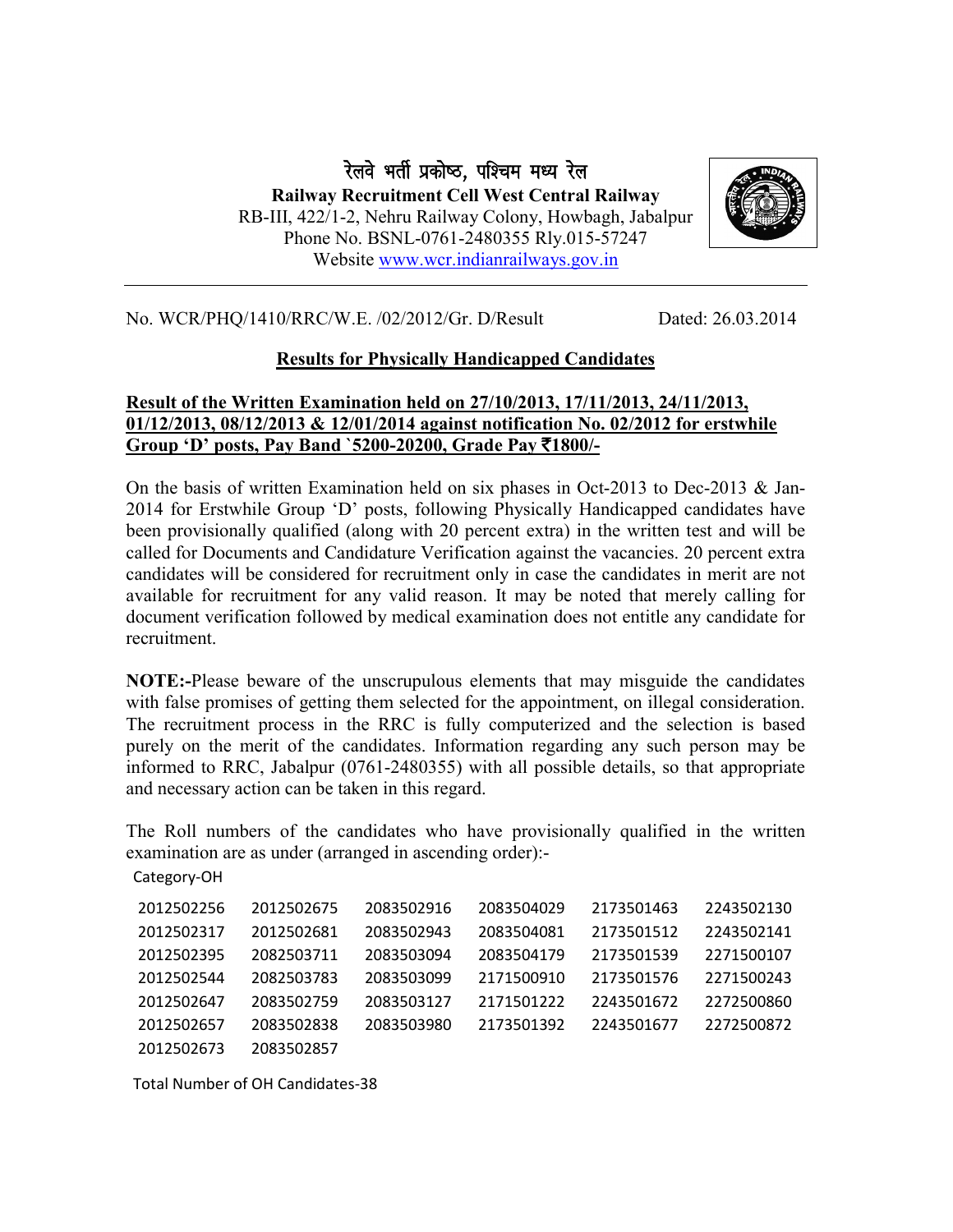# रेलवे भर्ती प्रकोष्ठ, पश्चिम मध्य रेल

**Railway Recruitment Cell West Central Railway**

RB-III, 422/1-2, Nehru Railway Colony, Howbagh, Jabalpur

Phone No. BSNL-0761-2480355 Rly.015-57247

Website www.wcr.indianrailways.gov.in

No. WCR/PHQ/1410/RRC/W.E. /02/2012/Gr. D/Result Dated: 26.03.2014

## Results for Physically Handicapped Candidates

**Result of the Written Examination held on 27/10/2013, 17/11/2013, 24/11/2013, 01/12/2013, 08/12/2013 & 12/01/2014 against notification No. 02/2012 for erstwhile Group 'D' posts, Pay Band `5200-20200, Grade Pay ₹1800/-**

On the basis of written Examination held on six phases in Oct-2013 to Dec-2013 & Jan-2014 for Erstwhile Group 'D' posts, following Physically Handicapped candidates have been provisionally qualified (along with 20 percent extra) in the written test and will be called for Documents and Candidature Verification against the vacancies. 20 percent extra candidates will be considered for recruitment only in case the candidates in merit are not available for recruitment for any valid reason. It may be noted that merely calling for document verification followed by medical examination does not entitle any candidate for recruitment.

**NOTE:-**Please beware of the unscrupulous elements that may misguide the candidates with false promises of getting them selected for the appointment, on illegal consideration. The recruitment process in the RRC is fully computerized and the selection is based purely on the merit of the candidates. Information regarding any such person may be informed to RRC, Jabalpur (0761-2480355) with all possible details, so that appropriate and necessary action can be taken in this regard.

The Roll numbers of the candidates who have provisionally qualified in the written examination are as under (arranged in ascending order):-

Category-OH

| | | | | | |
|---|---|---|---|---|---|
| 2012502256 | 2012502675 | 2083502916 | 2083504029 | 2173501463 | 2243502130 |
| 2012502317 | 2012502681 | 2083502943 | 2083504081 | 2173501512 | 2243502141 |
| 2012502395 | 2082503711 | 2083503094 | 2083504179 | 2173501539 | 2271500107 |
| 2012502544 | 2082503783 | 2083503099 | 2171500910 | 2173501576 | 2271500243 |
| 2012502647 | 2083502759 | 2083503127 | 2171501222 | 2243501672 | 2272500860 |
| 2012502657 | 2083502838 | 2083503980 | 2173501392 | 2243501677 | 2272500872 |
| 2012502673 | 2083502857 | | | | |

Total Number of OH Candidates-38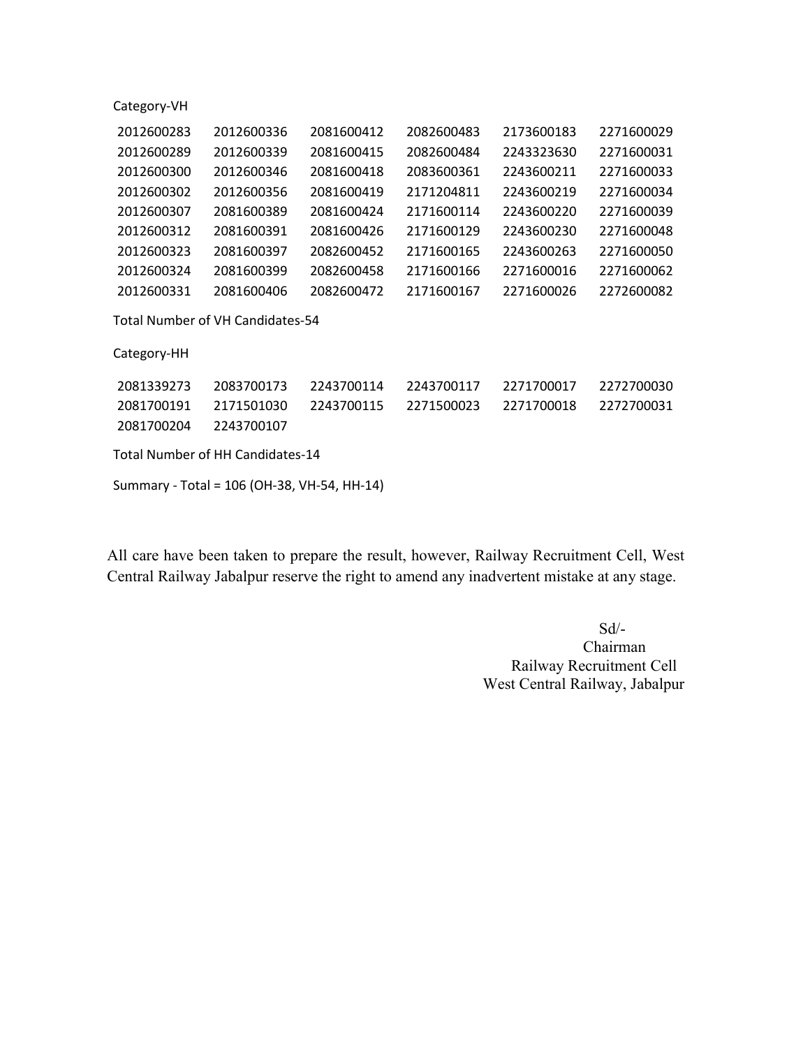Category-VH

| | | | | | |
|---|---|---|---|---|---|
| 2012600283 | 2012600336 | 2081600412 | 2082600483 | 2173600183 | 2271600029 |
| 2012600289 | 2012600339 | 2081600415 | 2082600484 | 2243323630 | 2271600031 |
| 2012600300 | 2012600346 | 2081600418 | 2083600361 | 2243600211 | 2271600033 |
| 2012600302 | 2012600356 | 2081600419 | 2171204811 | 2243600219 | 2271600034 |
| 2012600307 | 2081600389 | 2081600424 | 2171600114 | 2243600220 | 2271600039 |
| 2012600312 | 2081600391 | 2081600426 | 2171600129 | 2243600230 | 2271600048 |
| 2012600323 | 2081600397 | 2082600452 | 2171600165 | 2243600263 | 2271600050 |
| 2012600324 | 2081600399 | 2082600458 | 2171600166 | 2271600016 | 2271600062 |
| 2012600331 | 2081600406 | 2082600472 | 2171600167 | 2271600026 | 2272600082 |

Total Number of VH Candidates-54

Category-HH

| | | | | | |
|---|---|---|---|---|---|
| 2081339273 | 2083700173 | 2243700114 | 2243700117 | 2271700017 | 2272700030 |
| 2081700191 | 2171501030 | 2243700115 | 2271500023 | 2271700018 | 2272700031 |
| 2081700204 | 2243700107 | | | | |

Total Number of HH Candidates-14

Summary - Total = 106 (OH-38, VH-54, HH-14)

All care have been taken to prepare the result, however, Railway Recruitment Cell, West Central Railway Jabalpur reserve the right to amend any inadvertent mistake at any stage.

Sd/-
Chairman
Railway Recruitment Cell
West Central Railway, Jabalpur